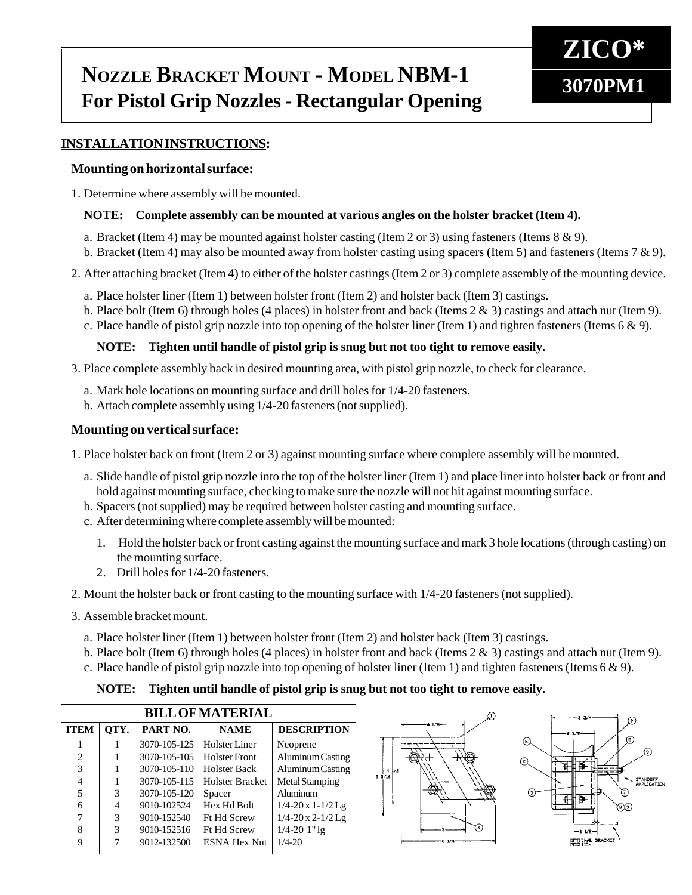# ZICO*

## 3070PM1

# Nozzle Bracket Mount - Model NBM-1
# For Pistol Grip Nozzles - Rectangular Opening

## INSTALLATION INSTRUCTIONS:

### Mounting on horizontal surface:

1. Determine where assembly will be mounted.

   **NOTE: Complete assembly can be mounted at various angles on the holster bracket (Item 4).**

   a. Bracket (Item 4) may be mounted against holster casting (Item 2 or 3) using fasteners (Items 8 & 9).
   b. Bracket (Item 4) may also be mounted away from holster casting using spacers (Item 5) and fasteners (Items 7 & 9).

2. After attaching bracket (Item 4) to either of the holster castings (Item 2 or 3) complete assembly of the mounting device.

   a. Place holster liner (Item 1) between holster front (Item 2) and holster back (Item 3) castings.
   b. Place bolt (Item 6) through holes (4 places) in holster front and back (Items 2 & 3) castings and attach nut (Item 9).
   c. Place handle of pistol grip nozzle into top opening of the holster liner (Item 1) and tighten fasteners (Items 6 & 9).

   **NOTE: Tighten until handle of pistol grip is snug but not too tight to remove easily.**

3. Place complete assembly back in desired mounting area, with pistol grip nozzle, to check for clearance.

   a. Mark hole locations on mounting surface and drill holes for 1/4-20 fasteners.
   b. Attach complete assembly using 1/4-20 fasteners (not supplied).

### Mounting on vertical surface:

1. Place holster back on front (Item 2 or 3) against mounting surface where complete assembly will be mounted.

   a. Slide handle of pistol grip nozzle into the top of the holster liner (Item 1) and place liner into holster back or front and hold against mounting surface, checking to make sure the nozzle will not hit against mounting surface.
   b. Spacers (not supplied) may be required between holster casting and mounting surface.
   c. After determining where complete assembly will be mounted:

      1. Hold the holster back or front casting against the mounting surface and mark 3 hole locations (through casting) on the mounting surface.
      2. Drill holes for 1/4-20 fasteners.

2. Mount the holster back or front casting to the mounting surface with 1/4-20 fasteners (not supplied).

3. Assemble bracket mount.

   a. Place holster liner (Item 1) between holster front (Item 2) and holster back (Item 3) castings.
   b. Place bolt (Item 6) through holes (4 places) in holster front and back (Items 2 & 3) castings and attach nut (Item 9).
   c. Place handle of pistol grip nozzle into top opening of holster liner (Item 1) and tighten fasteners (Items 6 & 9).

   **NOTE: Tighten until handle of pistol grip is snug but not too tight to remove easily.**

| BILL OF MATERIAL | | | | |
|---|---|---|---|---|
| **ITEM** | **QTY.** | **PART NO.** | **NAME** | **DESCRIPTION** |
| 1 | 1 | 3070-105-125 | Holster Liner | Neoprene |
| 2 | 1 | 3070-105-105 | Holster Front | Aluminum Casting |
| 3 | 1 | 3070-105-110 | Holster Back | Aluminum Casting |
| 4 | 1 | 3070-105-115 | Holster Bracket | Metal Stamping |
| 5 | 3 | 3070-105-120 | Spacer | Aluminum |
| 6 | 4 | 9010-102524 | Hex Hd Bolt | 1/4-20 x 1-1/2 Lg |
| 7 | 3 | 9010-152540 | Ft Hd Screw | 1/4-20 x 2-1/2 Lg |
| 8 | 3 | 9010-152516 | Ft Hd Screw | 1/4-20 1" lg |
| 9 | 7 | 9012-132500 | ESNA Hex Nut | 1/4-20 |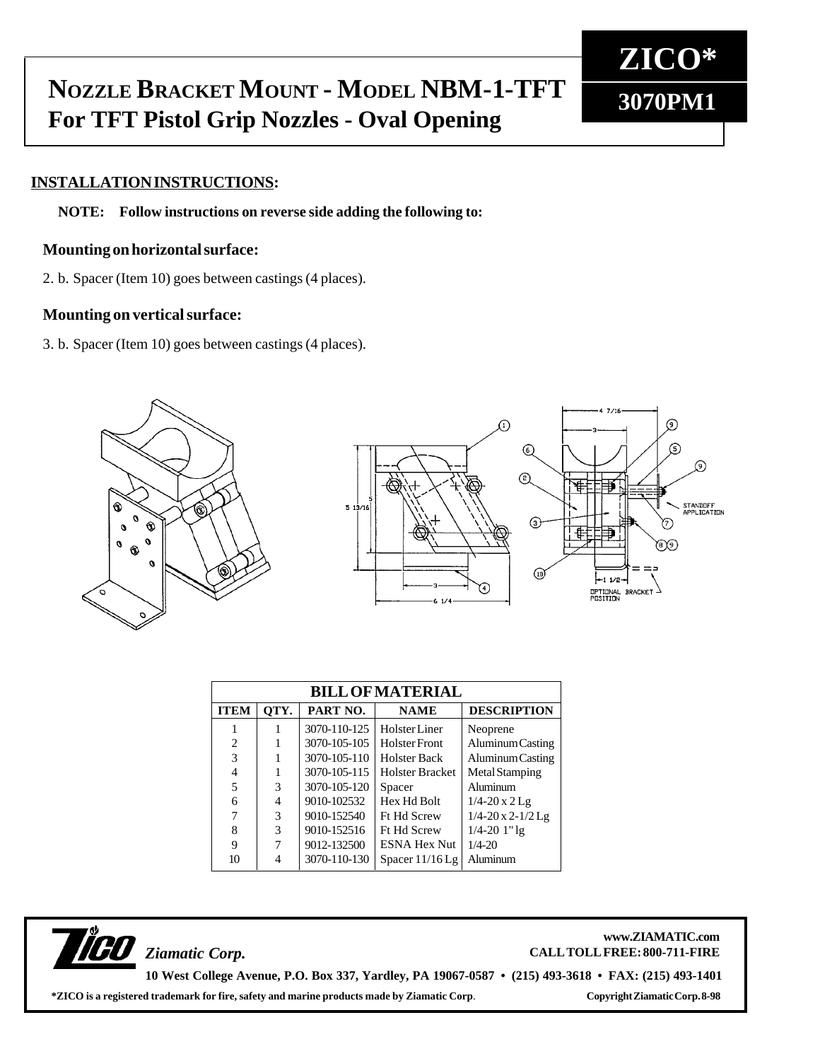# NOZZLE BRACKET MOUNT - MODEL NBM-1-TFT
# For TFT Pistol Grip Nozzles - Oval Opening

**ZICO***

**3070PM1**

**INSTALLATION INSTRUCTIONS:**

**NOTE: Follow instructions on reverse side adding the following to:**

### Mounting on horizontal surface:

2. b. Spacer (Item 10) goes between castings (4 places).

### Mounting on vertical surface:

3. b. Spacer (Item 10) goes between castings (4 places).

| BILL OF MATERIAL | | | | |
|---|---|---|---|---|
| **ITEM** | **QTY.** | **PART NO.** | **NAME** | **DESCRIPTION** |
| 1 | 1 | 3070-110-125 | Holster Liner | Neoprene |
| 2 | 1 | 3070-105-105 | Holster Front | Aluminum Casting |
| 3 | 1 | 3070-105-110 | Holster Back | Aluminum Casting |
| 4 | 1 | 3070-105-115 | Holster Bracket | Metal Stamping |
| 5 | 3 | 3070-105-120 | Spacer | Aluminum |
| 6 | 4 | 9010-102532 | Hex Hd Bolt | 1/4-20 x 2 Lg |
| 7 | 3 | 9010-152540 | Ft Hd Screw | 1/4-20 x 2-1/2 Lg |
| 8 | 3 | 9010-152516 | Ft Hd Screw | 1/4-20 1" lg |
| 9 | 7 | 9012-132500 | ESNA Hex Nut | 1/4-20 |
| 10 | 4 | 3070-110-130 | Spacer 11/16 Lg | Aluminum |

*Ziamatic Corp.*

**www.ZIAMATIC.com**
**CALL TOLL FREE: 800-711-FIRE**

**10 West College Avenue, P.O. Box 337, Yardley, PA 19067-0587 • (215) 493-3618 • FAX: (215) 493-1401**

***ZICO is a registered trademark for fire, safety and marine products made by Ziamatic Corp**. **Copyright Ziamatic Corp. 8-98**